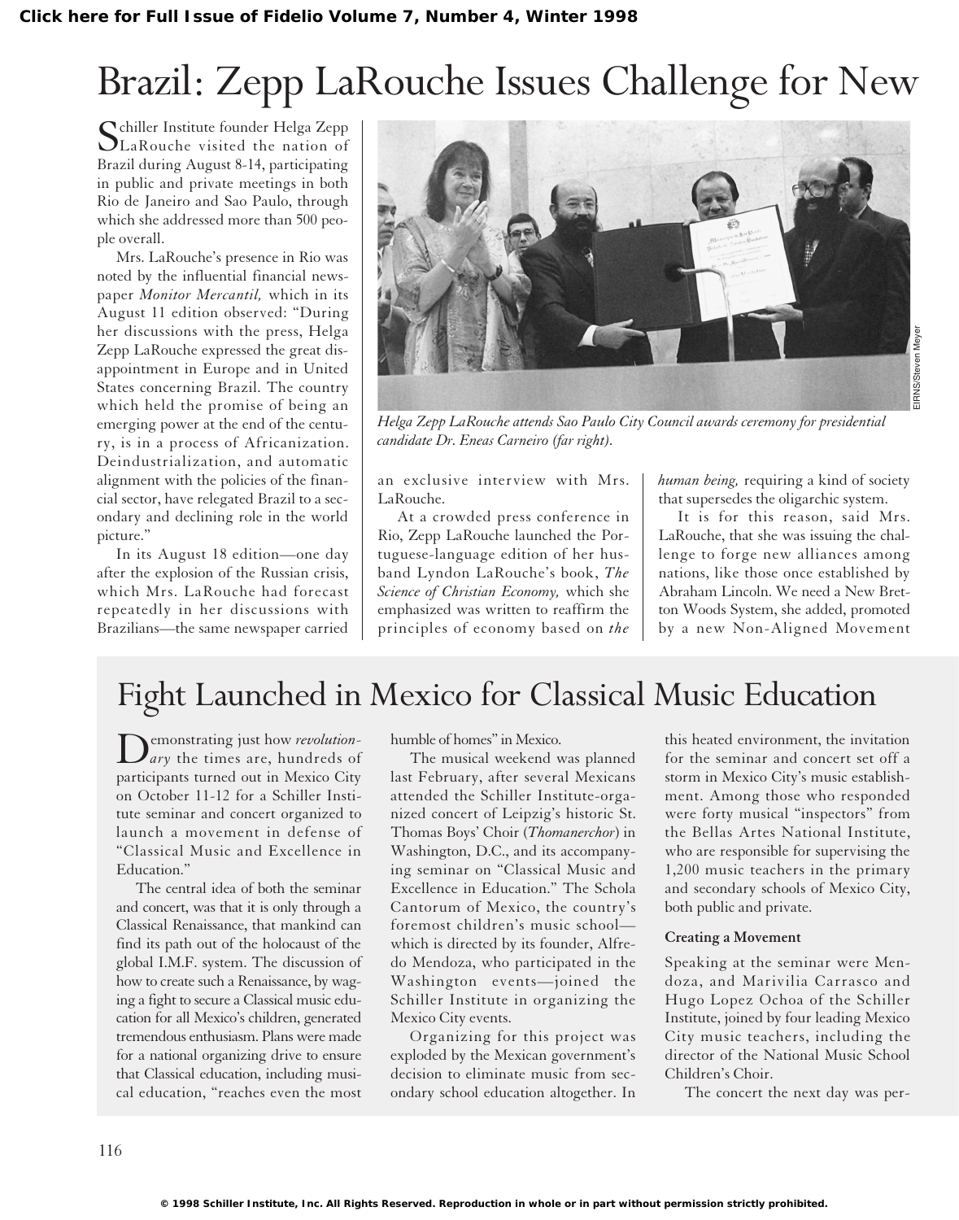Click here for Full Issue of Fidelio Volume 7, Number 4, Winter 1998

# Brazil: Zepp LaRouche Issues Challenge for New

Schiller Institute founder Helga Zepp LaRouche visited the nation of Brazil during August 8-14, participating in public and private meetings in both Rio de Janeiro and Sao Paulo, through which she addressed more than 500 people overall.

Mrs. LaRouche's presence in Rio was noted by the influential financial newspaper *Monitor Mercantil,* which in its August 11 edition observed: "During her discussions with the press, Helga Zepp LaRouche expressed the great disappointment in Europe and in United States concerning Brazil. The country which held the promise of being an emerging power at the end of the century, is in a process of Africanization. Deindustrialization, and automatic alignment with the policies of the financial sector, have relegated Brazil to a secondary and declining role in the world picture."

In its August 18 edition—one day after the explosion of the Russian crisis, which Mrs. LaRouche had forecast repeatedly in her discussions with Brazilians—the same newspaper carried an exclusive interview with Mrs. LaRouche.

At a crowded press conference in Rio, Zepp LaRouche launched the Portuguese-language edition of her husband Lyndon LaRouche's book, *The Science of Christian Economy,* which she emphasized was written to reaffirm the principles of economy based on *the human being,* requiring a kind of society that supersedes the oligarchic system.

It is for this reason, said Mrs. LaRouche, that she was issuing the challenge to forge new alliances among nations, like those once established by Abraham Lincoln. We need a New Bretton Woods System, she added, promoted by a new Non-Aligned Movement

EIRNS/Steven Meyer

*Helga Zepp LaRouche attends Sao Paulo City Council awards ceremony for presidential candidate Dr. Eneas Carneiro (far right).*

# Fight Launched in Mexico for Classical Music Education

Demonstrating just how *revolutionary* the times are, hundreds of participants turned out in Mexico City on October 11-12 for a Schiller Institute seminar and concert organized to launch a movement in defense of "Classical Music and Excellence in Education."

The central idea of both the seminar and concert, was that it is only through a Classical Renaissance, that mankind can find its path out of the holocaust of the global I.M.F. system. The discussion of how to create such a Renaissance, by waging a fight to secure a Classical music education for all Mexico's children, generated tremendous enthusiasm. Plans were made for a national organizing drive to ensure that Classical education, including musical education, "reaches even the most humble of homes" in Mexico.

The musical weekend was planned last February, after several Mexicans attended the Schiller Institute-organized concert of Leipzig's historic St. Thomas Boys' Choir (*Thomanerchor*) in Washington, D.C., and its accompanying seminar on "Classical Music and Excellence in Education." The Schola Cantorum of Mexico, the country's foremost children's music school—which is directed by its founder, Alfredo Mendoza, who participated in the Washington events—joined the Schiller Institute in organizing the Mexico City events.

Organizing for this project was exploded by the Mexican government's decision to eliminate music from secondary school education altogether. In this heated environment, the invitation for the seminar and concert set off a storm in Mexico City's music establishment. Among those who responded were forty musical "inspectors" from the Bellas Artes National Institute, who are responsible for supervising the 1,200 music teachers in the primary and secondary schools of Mexico City, both public and private.

### Creating a Movement

Speaking at the seminar were Mendoza, and Marivilia Carrasco and Hugo Lopez Ochoa of the Schiller Institute, joined by four leading Mexico City music teachers, including the director of the National Music School Children's Choir.

The concert the next day was per-

© 1998 Schiller Institute, Inc. All Rights Reserved. Reproduction in whole or in part without permission strictly prohibited.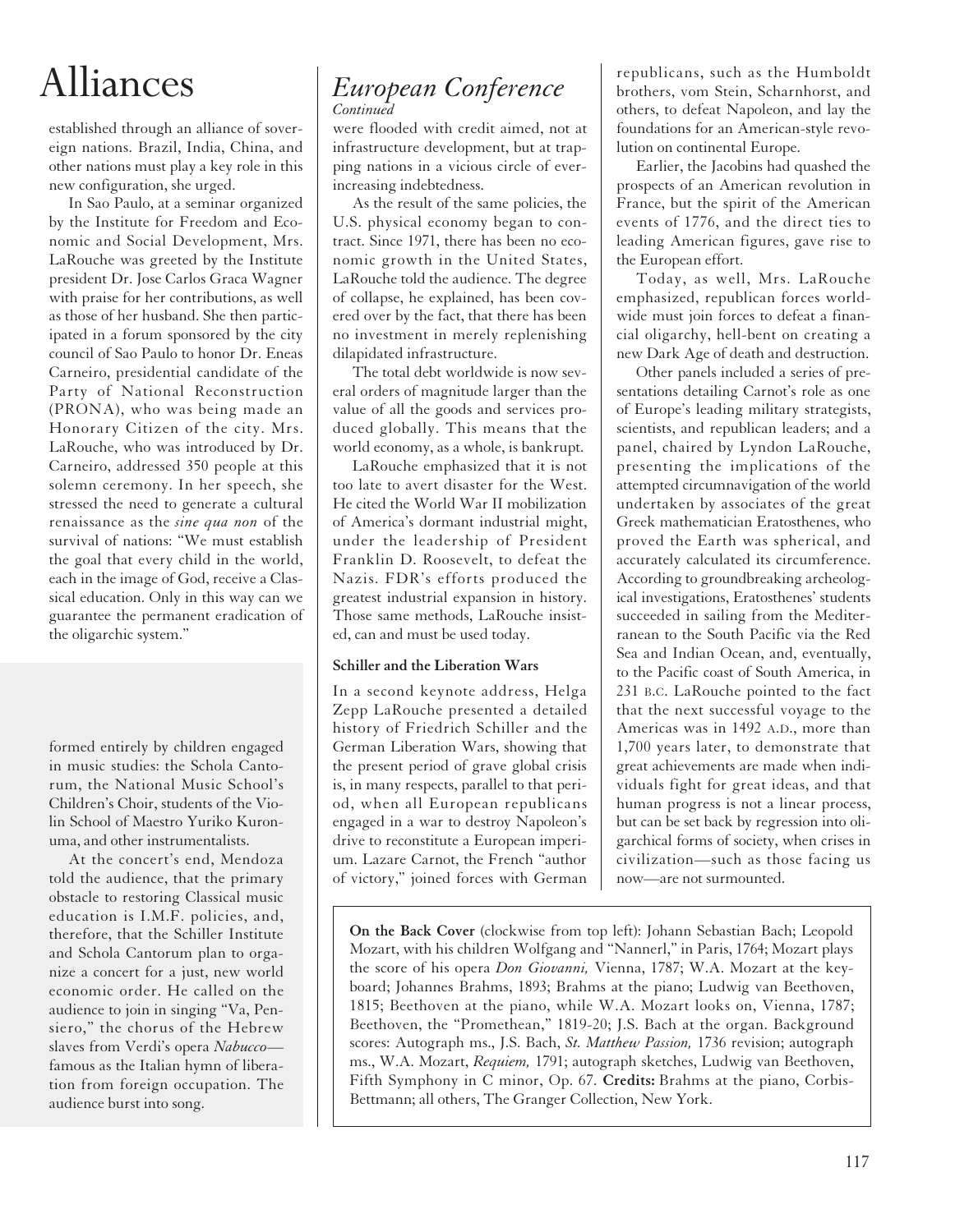# Alliances

established through an alliance of sovereign nations. Brazil, India, China, and other nations must play a key role in this new configuration, she urged.

In Sao Paulo, at a seminar organized by the Institute for Freedom and Economic and Social Development, Mrs. LaRouche was greeted by the Institute president Dr. Jose Carlos Graca Wagner with praise for her contributions, as well as those of her husband. She then participated in a forum sponsored by the city council of Sao Paulo to honor Dr. Eneas Carneiro, presidential candidate of the Party of National Reconstruction (PRONA), who was being made an Honorary Citizen of the city. Mrs. LaRouche, who was introduced by Dr. Carneiro, addressed 350 people at this solemn ceremony. In her speech, she stressed the need to generate a cultural renaissance as the *sine qua non* of the survival of nations: "We must establish the goal that every child in the world, each in the image of God, receive a Classical education. Only in this way can we guarantee the permanent eradication of the oligarchic system."

formed entirely by children engaged in music studies: the Schola Cantorum, the National Music School's Children's Choir, students of the Violin School of Maestro Yuriko Kuronuma, and other instrumentalists.

At the concert's end, Mendoza told the audience, that the primary obstacle to restoring Classical music education is I.M.F. policies, and, therefore, that the Schiller Institute and Schola Cantorum plan to organize a concert for a just, new world economic order. He called on the audience to join in singing "Va, Pensiero," the chorus of the Hebrew slaves from Verdi's opera *Nabucco*—famous as the Italian hymn of liberation from foreign occupation. The audience burst into song.

## *European Conference*
*Continued*

were flooded with credit aimed, not at infrastructure development, but at trapping nations in a vicious circle of ever-increasing indebtedness.

As the result of the same policies, the U.S. physical economy began to contract. Since 1971, there has been no economic growth in the United States, LaRouche told the audience. The degree of collapse, he explained, has been covered over by the fact, that there has been no investment in merely replenishing dilapidated infrastructure.

The total debt worldwide is now several orders of magnitude larger than the value of all the goods and services produced globally. This means that the world economy, as a whole, is bankrupt.

LaRouche emphasized that it is not too late to avert disaster for the West. He cited the World War II mobilization of America's dormant industrial might, under the leadership of President Franklin D. Roosevelt, to defeat the Nazis. FDR's efforts produced the greatest industrial expansion in history. Those same methods, LaRouche insisted, can and must be used today.

### Schiller and the Liberation Wars

In a second keynote address, Helga Zepp LaRouche presented a detailed history of Friedrich Schiller and the German Liberation Wars, showing that the present period of grave global crisis is, in many respects, parallel to that period, when all European republicans engaged in a war to destroy Napoleon's drive to reconstitute a European imperium. Lazare Carnot, the French "author of victory," joined forces with German republicans, such as the Humboldt brothers, vom Stein, Scharnhorst, and others, to defeat Napoleon, and lay the foundations for an American-style revolution on continental Europe.

Earlier, the Jacobins had quashed the prospects of an American revolution in France, but the spirit of the American events of 1776, and the direct ties to leading American figures, gave rise to the European effort.

Today, as well, Mrs. LaRouche emphasized, republican forces worldwide must join forces to defeat a financial oligarchy, hell-bent on creating a new Dark Age of death and destruction.

Other panels included a series of presentations detailing Carnot's role as one of Europe's leading military strategists, scientists, and republican leaders; and a panel, chaired by Lyndon LaRouche, presenting the implications of the attempted circumnavigation of the world undertaken by associates of the great Greek mathematician Eratosthenes, who proved the Earth was spherical, and accurately calculated its circumference. According to groundbreaking archeological investigations, Eratosthenes' students succeeded in sailing from the Mediterranean to the South Pacific via the Red Sea and Indian Ocean, and, eventually, to the Pacific coast of South America, in 231 B.C. LaRouche pointed to the fact that the next successful voyage to the Americas was in 1492 A.D., more than 1,700 years later, to demonstrate that great achievements are made when individuals fight for great ideas, and that human progress is not a linear process, but can be set back by regression into oligarchical forms of society, when crises in civilization—such as those facing us now—are not surmounted.

**On the Back Cover** (clockwise from top left): Johann Sebastian Bach; Leopold Mozart, with his children Wolfgang and "Nannerl," in Paris, 1764; Mozart plays the score of his opera *Don Giovanni,* Vienna, 1787; W.A. Mozart at the keyboard; Johannes Brahms, 1893; Brahms at the piano; Ludwig van Beethoven, 1815; Beethoven at the piano, while W.A. Mozart looks on, Vienna, 1787; Beethoven, the "Promethean," 1819-20; J.S. Bach at the organ. Background scores: Autograph ms., J.S. Bach, *St. Matthew Passion,* 1736 revision; autograph ms., W.A. Mozart, *Requiem,* 1791; autograph sketches, Ludwig van Beethoven, Fifth Symphony in C minor, Op. 67. **Credits:** Brahms at the piano, Corbis-Bettmann; all others, The Granger Collection, New York.